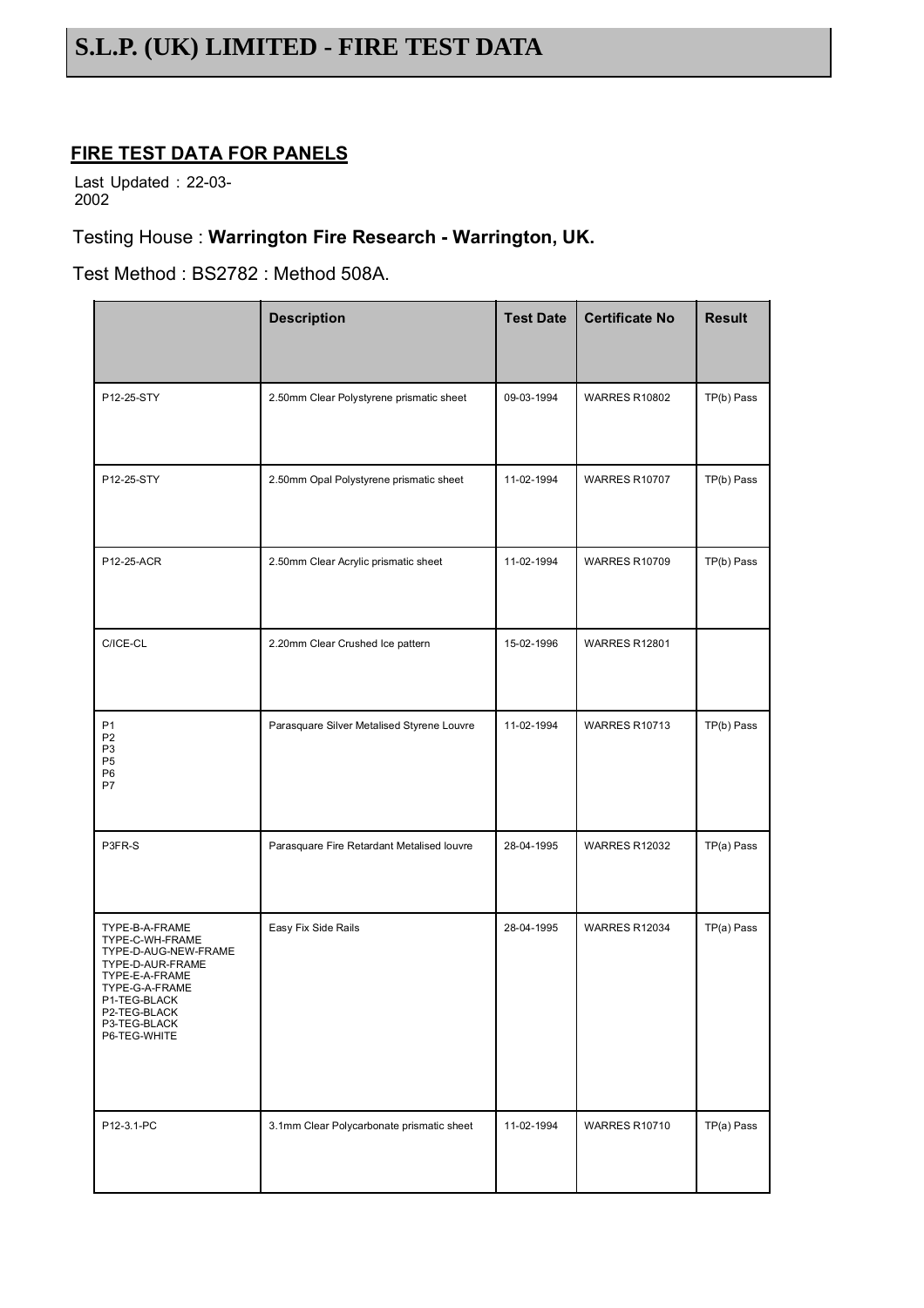# S.L.P. (UK) LIMITED - FIRE TEST DATA

## FIRE TEST DATA FOR PANELS

Last Updated : 22-03-2002

Testing House : **Warrington Fire Research - Warrington, UK.**

Test Method : BS2782 : Method 508A.

| | Description | Test Date | Certificate No | Result |
|---|---|---|---|---|
| P12-25-STY | 2.50mm Clear Polystyrene prismatic sheet | 09-03-1994 | WARRES R10802 | TP(b) Pass |
| P12-25-STY | 2.50mm Opal Polystyrene prismatic sheet | 11-02-1994 | WARRES R10707 | TP(b) Pass |
| P12-25-ACR | 2.50mm Clear Acrylic prismatic sheet | 11-02-1994 | WARRES R10709 | TP(b) Pass |
| C/ICE-CL | 2.20mm Clear Crushed Ice pattern | 15-02-1996 | WARRES R12801 | |
| P1<br>P2<br>P3<br>P5<br>P6<br>P7 | Parasquare Silver Metalised Styrene Louvre | 11-02-1994 | WARRES R10713 | TP(b) Pass |
| P3FR-S | Parasquare Fire Retardant Metalised louvre | 28-04-1995 | WARRES R12032 | TP(a) Pass |
| TYPE-B-A-FRAME<br>TYPE-C-WH-FRAME<br>TYPE-D-AUG-NEW-FRAME<br>TYPE-D-AUR-FRAME<br>TYPE-E-A-FRAME<br>TYPE-G-A-FRAME<br>P1-TEG-BLACK<br>P2-TEG-BLACK<br>P3-TEG-BLACK<br>P6-TEG-WHITE | Easy Fix Side Rails | 28-04-1995 | WARRES R12034 | TP(a) Pass |
| P12-3.1-PC | 3.1mm Clear Polycarbonate prismatic sheet | 11-02-1994 | WARRES R10710 | TP(a) Pass |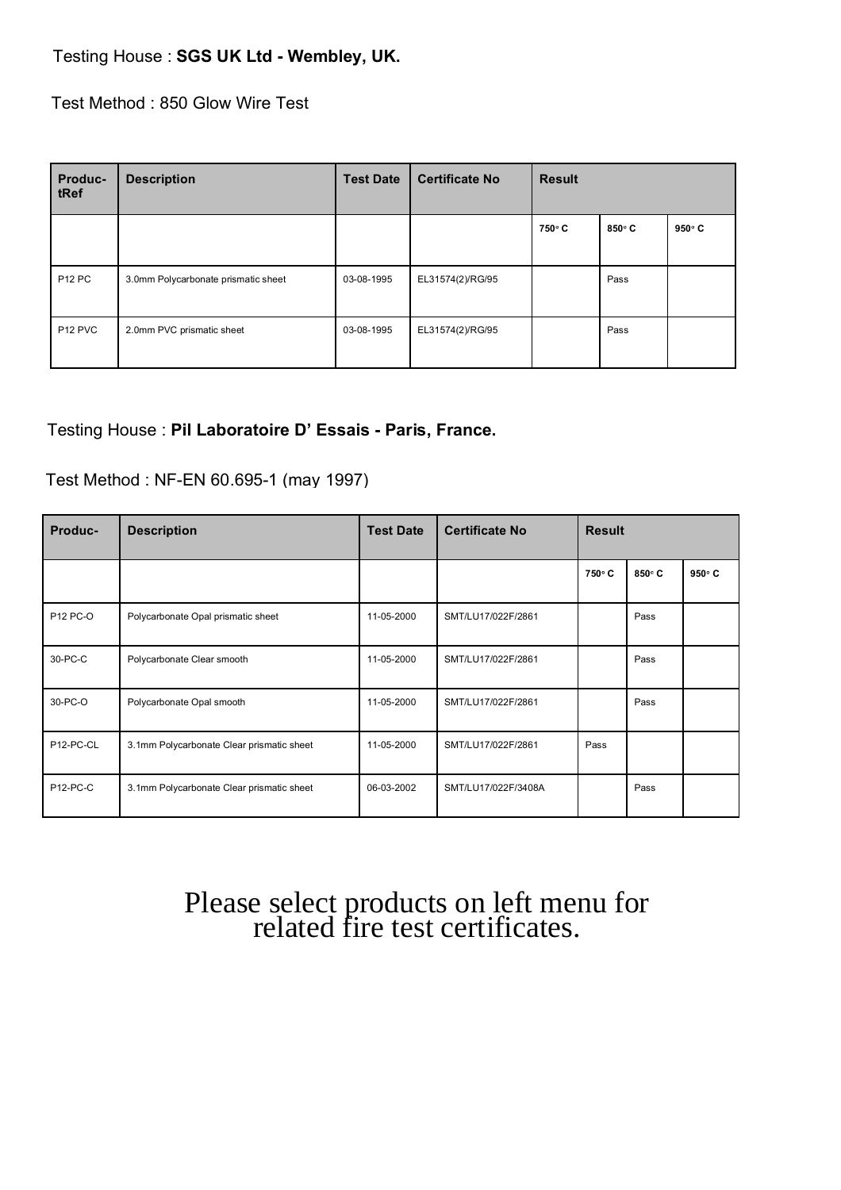Testing House : **SGS UK Ltd - Wembley, UK.**

Test Method : 850 Glow Wire Test

| Produc-tRef | Description | Test Date | Certificate No | Result | | |
|---|---|---|---|---|---|---|
| | | | | 750◦ C | 850◦ C | 950◦ C |
| P12 PC | 3.0mm Polycarbonate prismatic sheet | 03-08-1995 | EL31574(2)/RG/95 | | Pass | |
| P12 PVC | 2.0mm PVC prismatic sheet | 03-08-1995 | EL31574(2)/RG/95 | | Pass | |

Testing House : **Pil Laboratoire D' Essais - Paris, France.**

Test Method : NF-EN 60.695-1 (may 1997)

| Produc- | Description | Test Date | Certificate No | Result | | |
|---|---|---|---|---|---|---|
| | | | | 750◦ C | 850◦ C | 950◦ C |
| P12 PC-O | Polycarbonate Opal prismatic sheet | 11-05-2000 | SMT/LU17/022F/2861 | | Pass | |
| 30-PC-C | Polycarbonate Clear smooth | 11-05-2000 | SMT/LU17/022F/2861 | | Pass | |
| 30-PC-O | Polycarbonate Opal smooth | 11-05-2000 | SMT/LU17/022F/2861 | | Pass | |
| P12-PC-CL | 3.1mm Polycarbonate Clear prismatic sheet | 11-05-2000 | SMT/LU17/022F/2861 | Pass | | |
| P12-PC-C | 3.1mm Polycarbonate Clear prismatic sheet | 06-03-2002 | SMT/LU17/022F/3408A | | Pass | |

Please select products on left menu for related fire test certificates.